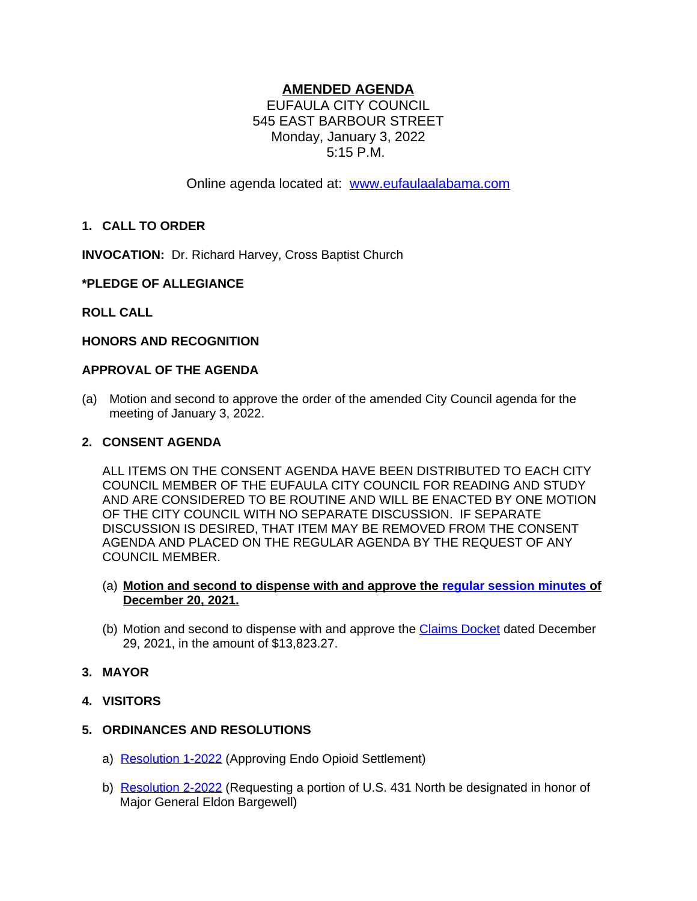**AMENDED AGENDA**

EUFAULA CITY COUNCIL
545 EAST BARBOUR STREET
Monday, January 3, 2022
5:15 P.M.

Online agenda located at: www.eufaulaalabama.com

**1. CALL TO ORDER**

**INVOCATION:** Dr. Richard Harvey, Cross Baptist Church

**\*PLEDGE OF ALLEGIANCE**

**ROLL CALL**

**HONORS AND RECOGNITION**

**APPROVAL OF THE AGENDA**

(a) Motion and second to approve the order of the amended City Council agenda for the meeting of January 3, 2022.

**2. CONSENT AGENDA**

ALL ITEMS ON THE CONSENT AGENDA HAVE BEEN DISTRIBUTED TO EACH CITY COUNCIL MEMBER OF THE EUFAULA CITY COUNCIL FOR READING AND STUDY AND ARE CONSIDERED TO BE ROUTINE AND WILL BE ENACTED BY ONE MOTION OF THE CITY COUNCIL WITH NO SEPARATE DISCUSSION. IF SEPARATE DISCUSSION IS DESIRED, THAT ITEM MAY BE REMOVED FROM THE CONSENT AGENDA AND PLACED ON THE REGULAR AGENDA BY THE REQUEST OF ANY COUNCIL MEMBER.

(a) **Motion and second to dispense with and approve the regular session minutes of December 20, 2021.**

(b) Motion and second to dispense with and approve the Claims Docket dated December 29, 2021, in the amount of $13,823.27.

**3. MAYOR**

**4. VISITORS**

**5. ORDINANCES AND RESOLUTIONS**

a) Resolution 1-2022 (Approving Endo Opioid Settlement)

b) Resolution 2-2022 (Requesting a portion of U.S. 431 North be designated in honor of Major General Eldon Bargewell)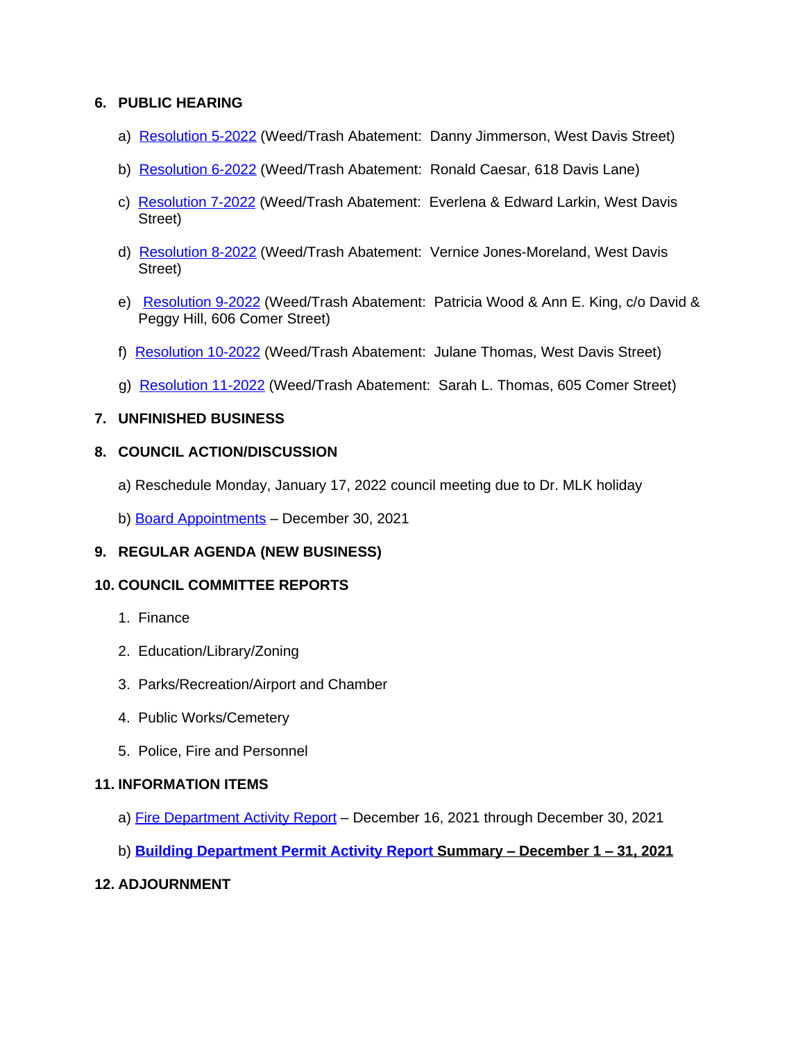**6. PUBLIC HEARING**

a) Resolution 5-2022 (Weed/Trash Abatement: Danny Jimmerson, West Davis Street)

b) Resolution 6-2022 (Weed/Trash Abatement: Ronald Caesar, 618 Davis Lane)

c) Resolution 7-2022 (Weed/Trash Abatement: Everlena & Edward Larkin, West Davis Street)

d) Resolution 8-2022 (Weed/Trash Abatement: Vernice Jones-Moreland, West Davis Street)

e) Resolution 9-2022 (Weed/Trash Abatement: Patricia Wood & Ann E. King, c/o David & Peggy Hill, 606 Comer Street)

f) Resolution 10-2022 (Weed/Trash Abatement: Julane Thomas, West Davis Street)

g) Resolution 11-2022 (Weed/Trash Abatement: Sarah L. Thomas, 605 Comer Street)

**7. UNFINISHED BUSINESS**

**8. COUNCIL ACTION/DISCUSSION**

a) Reschedule Monday, January 17, 2022 council meeting due to Dr. MLK holiday

b) Board Appointments – December 30, 2021

**9. REGULAR AGENDA (NEW BUSINESS)**

**10. COUNCIL COMMITTEE REPORTS**

1. Finance
2. Education/Library/Zoning
3. Parks/Recreation/Airport and Chamber
4. Public Works/Cemetery
5. Police, Fire and Personnel

**11. INFORMATION ITEMS**

a) Fire Department Activity Report – December 16, 2021 through December 30, 2021

b) **Building Department Permit Activity Report Summary – December 1 – 31, 2021**

**12. ADJOURNMENT**